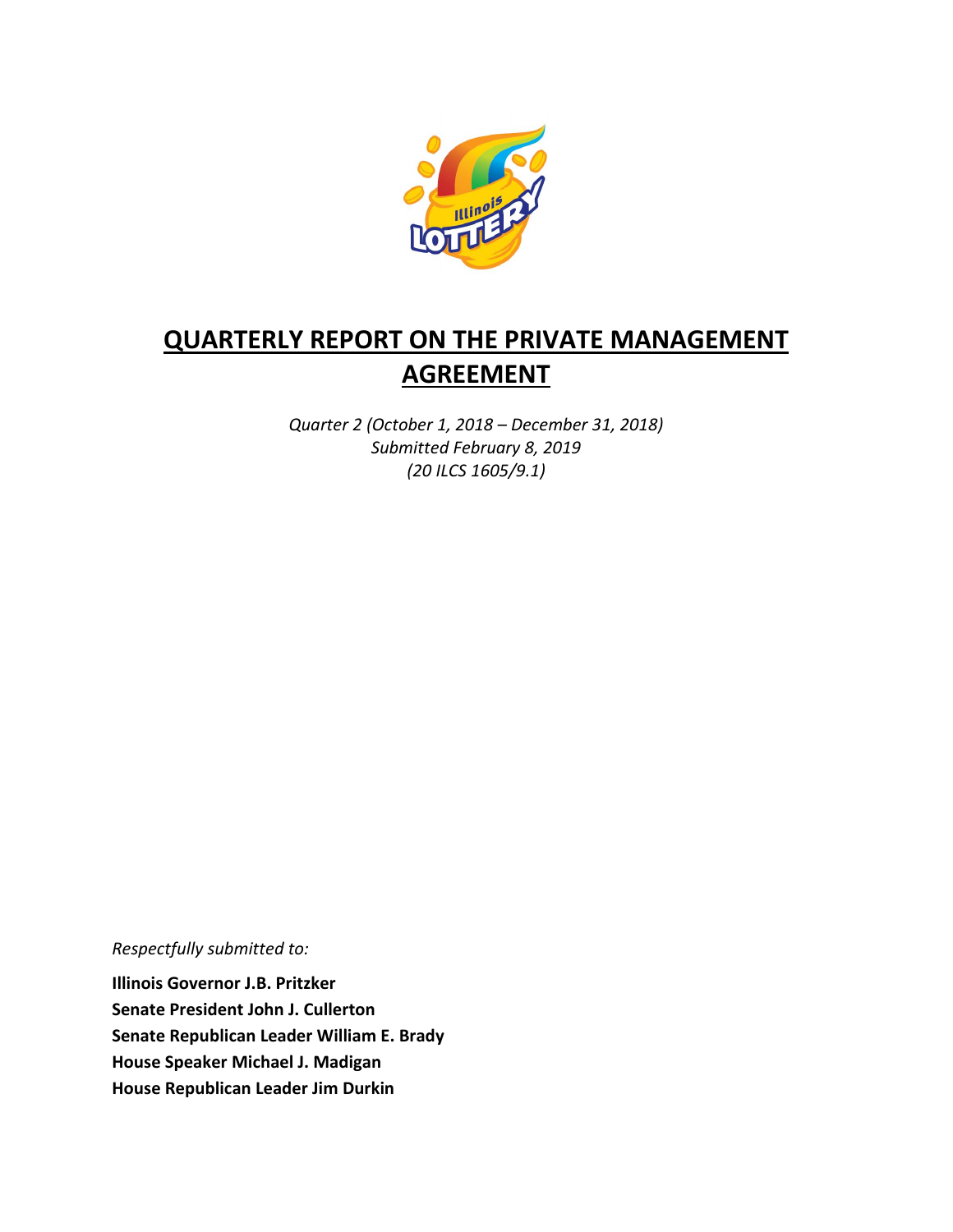# QUARTERLY REPORT ON THE PRIVATE MANAGEMENT AGREEMENT

*Quarter 2 (October 1, 2018 – December 31, 2018)*
*Submitted February 8, 2019*
*(20 ILCS 1605/9.1)*

*Respectfully submitted to:*

**Illinois Governor J.B. Pritzker**
**Senate President John J. Cullerton**
**Senate Republican Leader William E. Brady**
**House Speaker Michael J. Madigan**
**House Republican Leader Jim Durkin**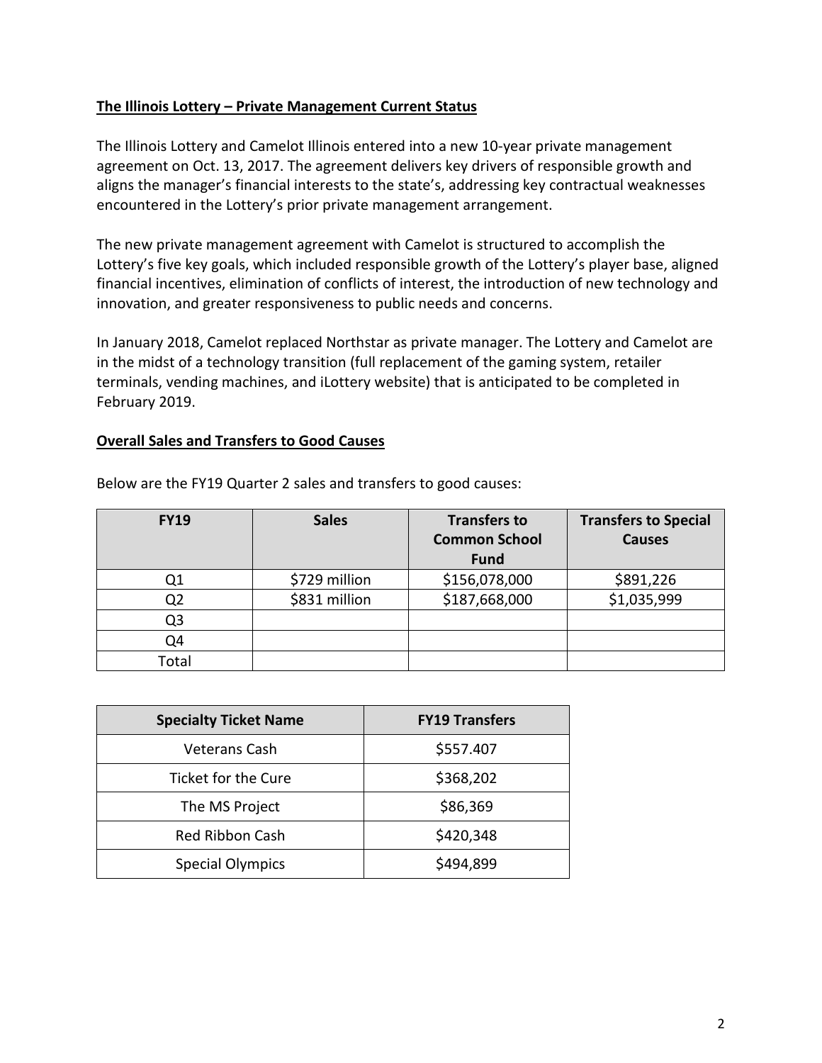**The Illinois Lottery – Private Management Current Status**

The Illinois Lottery and Camelot Illinois entered into a new 10-year private management agreement on Oct. 13, 2017. The agreement delivers key drivers of responsible growth and aligns the manager's financial interests to the state's, addressing key contractual weaknesses encountered in the Lottery's prior private management arrangement.

The new private management agreement with Camelot is structured to accomplish the Lottery's five key goals, which included responsible growth of the Lottery's player base, aligned financial incentives, elimination of conflicts of interest, the introduction of new technology and innovation, and greater responsiveness to public needs and concerns.

In January 2018, Camelot replaced Northstar as private manager. The Lottery and Camelot are in the midst of a technology transition (full replacement of the gaming system, retailer terminals, vending machines, and iLottery website) that is anticipated to be completed in February 2019.

**Overall Sales and Transfers to Good Causes**

Below are the FY19 Quarter 2 sales and transfers to good causes:

| FY19 | Sales | Transfers to Common School Fund | Transfers to Special Causes |
|---|---|---|---|
| Q1 | $729 million | $156,078,000 | $891,226 |
| Q2 | $831 million | $187,668,000 | $1,035,999 |
| Q3 | | | |
| Q4 | | | |
| Total | | | |

| Specialty Ticket Name | FY19 Transfers |
|---|---|
| Veterans Cash | $557.407 |
| Ticket for the Cure | $368,202 |
| The MS Project | $86,369 |
| Red Ribbon Cash | $420,348 |
| Special Olympics | $494,899 |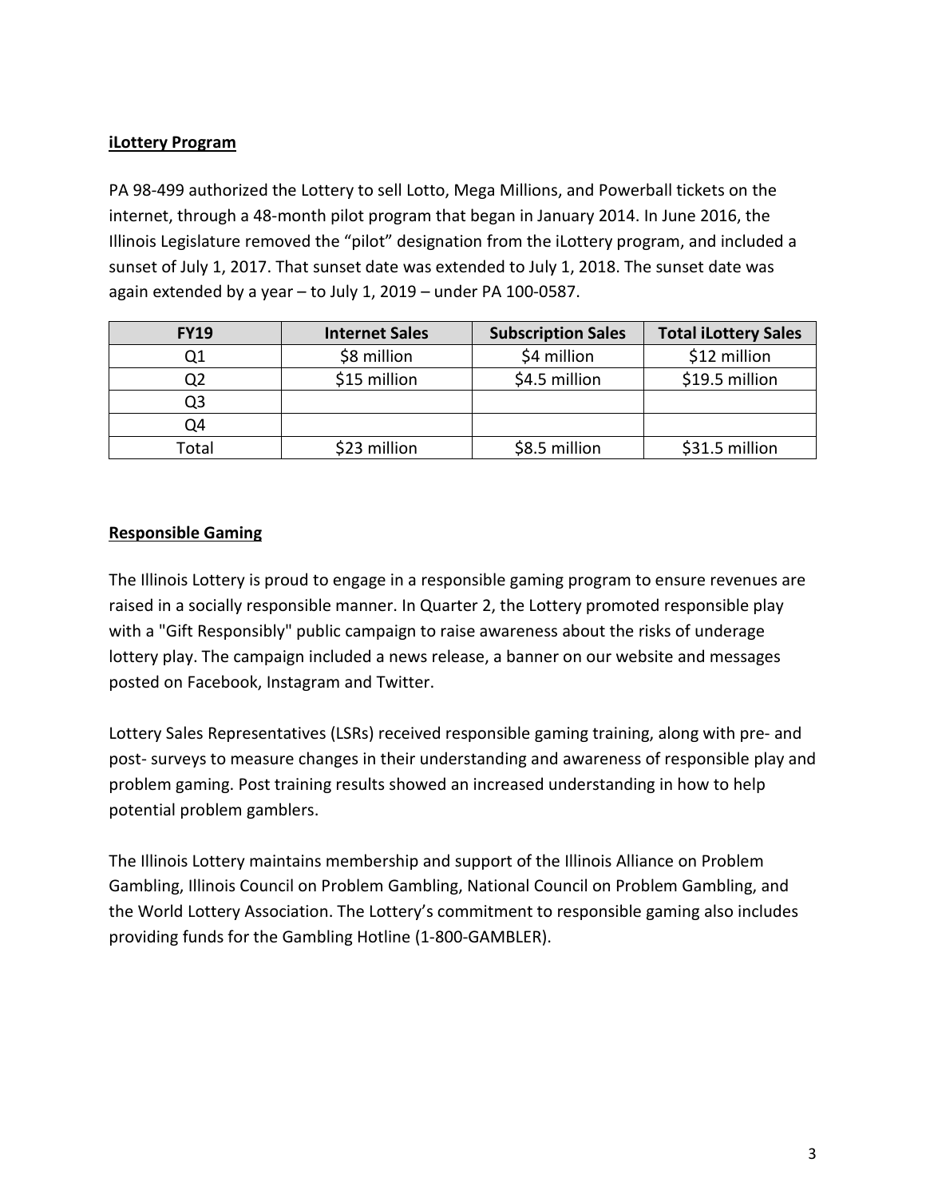## iLottery Program

PA 98-499 authorized the Lottery to sell Lotto, Mega Millions, and Powerball tickets on the internet, through a 48-month pilot program that began in January 2014. In June 2016, the Illinois Legislature removed the "pilot" designation from the iLottery program, and included a sunset of July 1, 2017. That sunset date was extended to July 1, 2018. The sunset date was again extended by a year – to July 1, 2019 – under PA 100-0587.

| FY19 | Internet Sales | Subscription Sales | Total iLottery Sales |
|---|---|---|---|
| Q1 | $8 million | $4 million | $12 million |
| Q2 | $15 million | $4.5 million | $19.5 million |
| Q3 | | | |
| Q4 | | | |
| Total | $23 million | $8.5 million | $31.5 million |

## Responsible Gaming

The Illinois Lottery is proud to engage in a responsible gaming program to ensure revenues are raised in a socially responsible manner. In Quarter 2, the Lottery promoted responsible play with a "Gift Responsibly" public campaign to raise awareness about the risks of underage lottery play. The campaign included a news release, a banner on our website and messages posted on Facebook, Instagram and Twitter.

Lottery Sales Representatives (LSRs) received responsible gaming training, along with pre- and post- surveys to measure changes in their understanding and awareness of responsible play and problem gaming. Post training results showed an increased understanding in how to help potential problem gamblers.

The Illinois Lottery maintains membership and support of the Illinois Alliance on Problem Gambling, Illinois Council on Problem Gambling, National Council on Problem Gambling, and the World Lottery Association. The Lottery's commitment to responsible gaming also includes providing funds for the Gambling Hotline (1-800-GAMBLER).